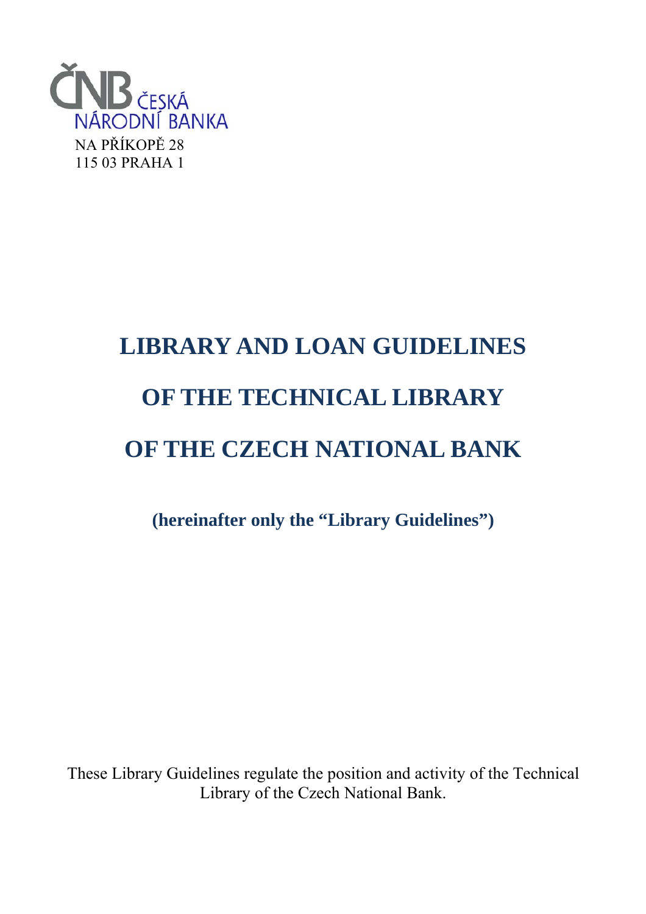ČNB ČESKÁ NÁRODNÍ BANKA

NA PŘÍKOPĚ 28
115 03 PRAHA 1

# LIBRARY AND LOAN GUIDELINES OF THE TECHNICAL LIBRARY OF THE CZECH NATIONAL BANK

**(hereinafter only the "Library Guidelines")**

These Library Guidelines regulate the position and activity of the Technical Library of the Czech National Bank.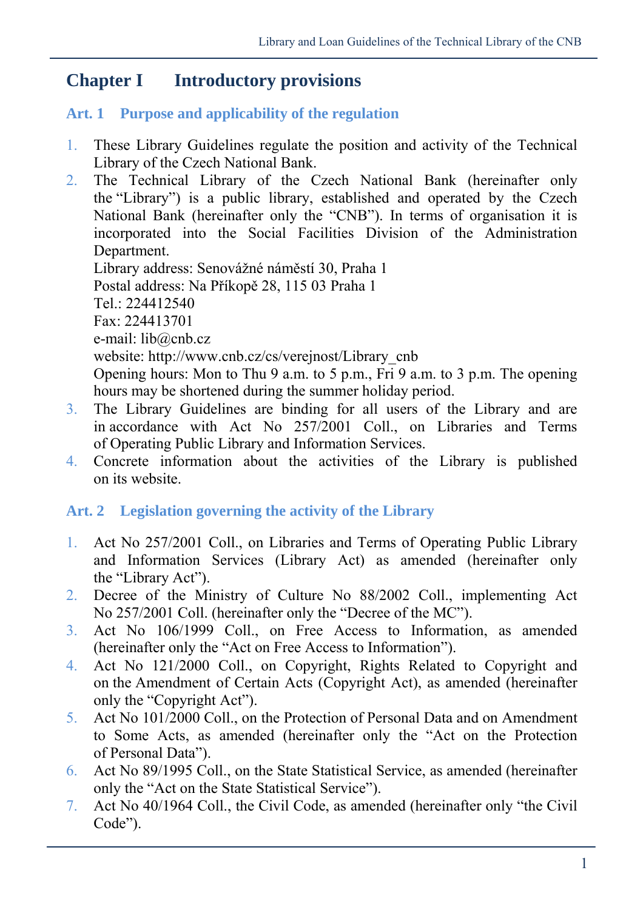# Chapter I Introductory provisions

## Art. 1 Purpose and applicability of the regulation

1. These Library Guidelines regulate the position and activity of the Technical Library of the Czech National Bank.
2. The Technical Library of the Czech National Bank (hereinafter only the "Library") is a public library, established and operated by the Czech National Bank (hereinafter only the "CNB"). In terms of organisation it is incorporated into the Social Facilities Division of the Administration Department.
   Library address: Senovážné náměstí 30, Praha 1
   Postal address: Na Příkopě 28, 115 03 Praha 1
   Tel.: 224412540
   Fax: 224413701
   e-mail: lib@cnb.cz
   website: http://www.cnb.cz/cs/verejnost/Library_cnb
   Opening hours: Mon to Thu 9 a.m. to 5 p.m., Fri 9 a.m. to 3 p.m. The opening hours may be shortened during the summer holiday period.
3. The Library Guidelines are binding for all users of the Library and are in accordance with Act No 257/2001 Coll., on Libraries and Terms of Operating Public Library and Information Services.
4. Concrete information about the activities of the Library is published on its website.

## Art. 2 Legislation governing the activity of the Library

1. Act No 257/2001 Coll., on Libraries and Terms of Operating Public Library and Information Services (Library Act) as amended (hereinafter only the "Library Act").
2. Decree of the Ministry of Culture No 88/2002 Coll., implementing Act No 257/2001 Coll. (hereinafter only the "Decree of the MC").
3. Act No 106/1999 Coll., on Free Access to Information, as amended (hereinafter only the "Act on Free Access to Information").
4. Act No 121/2000 Coll., on Copyright, Rights Related to Copyright and on the Amendment of Certain Acts (Copyright Act), as amended (hereinafter only the "Copyright Act").
5. Act No 101/2000 Coll., on the Protection of Personal Data and on Amendment to Some Acts, as amended (hereinafter only the "Act on the Protection of Personal Data").
6. Act No 89/1995 Coll., on the State Statistical Service, as amended (hereinafter only the "Act on the State Statistical Service").
7. Act No 40/1964 Coll., the Civil Code, as amended (hereinafter only "the Civil Code").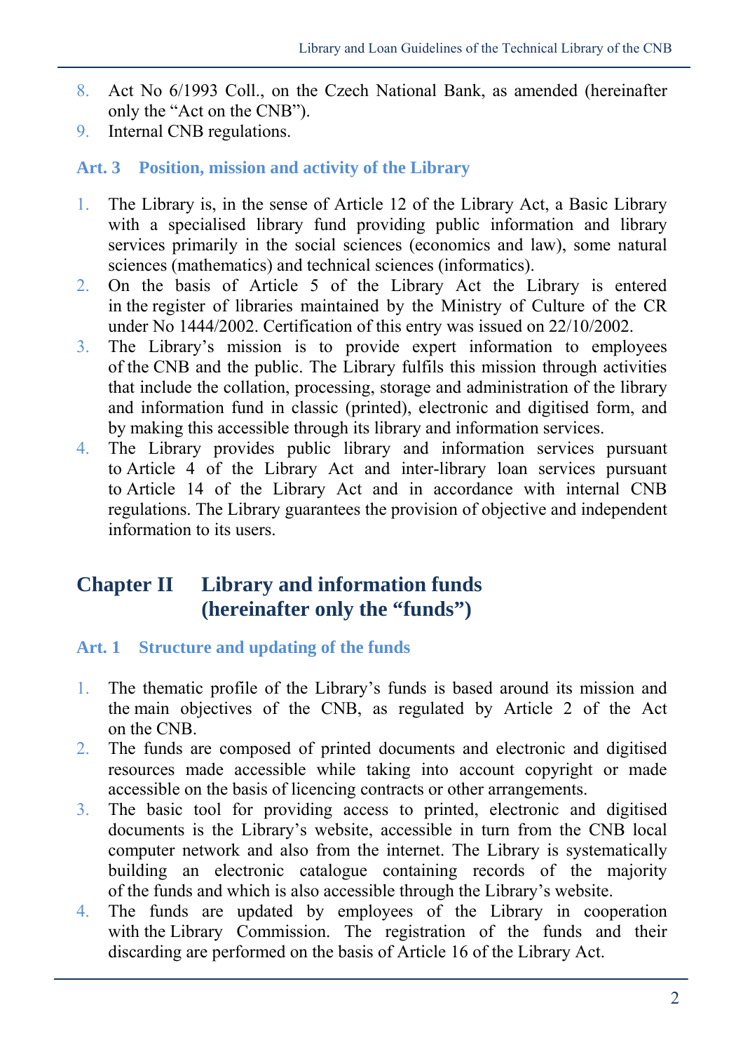8. Act No 6/1993 Coll., on the Czech National Bank, as amended (hereinafter only the "Act on the CNB").
9. Internal CNB regulations.

### Art. 3 Position, mission and activity of the Library

1. The Library is, in the sense of Article 12 of the Library Act, a Basic Library with a specialised library fund providing public information and library services primarily in the social sciences (economics and law), some natural sciences (mathematics) and technical sciences (informatics).
2. On the basis of Article 5 of the Library Act the Library is entered in the register of libraries maintained by the Ministry of Culture of the CR under No 1444/2002. Certification of this entry was issued on 22/10/2002.
3. The Library's mission is to provide expert information to employees of the CNB and the public. The Library fulfils this mission through activities that include the collation, processing, storage and administration of the library and information fund in classic (printed), electronic and digitised form, and by making this accessible through its library and information services.
4. The Library provides public library and information services pursuant to Article 4 of the Library Act and inter-library loan services pursuant to Article 14 of the Library Act and in accordance with internal CNB regulations. The Library guarantees the provision of objective and independent information to its users.

## Chapter II Library and information funds (hereinafter only the "funds")

### Art. 1 Structure and updating of the funds

1. The thematic profile of the Library's funds is based around its mission and the main objectives of the CNB, as regulated by Article 2 of the Act on the CNB.
2. The funds are composed of printed documents and electronic and digitised resources made accessible while taking into account copyright or made accessible on the basis of licencing contracts or other arrangements.
3. The basic tool for providing access to printed, electronic and digitised documents is the Library's website, accessible in turn from the CNB local computer network and also from the internet. The Library is systematically building an electronic catalogue containing records of the majority of the funds and which is also accessible through the Library's website.
4. The funds are updated by employees of the Library in cooperation with the Library Commission. The registration of the funds and their discarding are performed on the basis of Article 16 of the Library Act.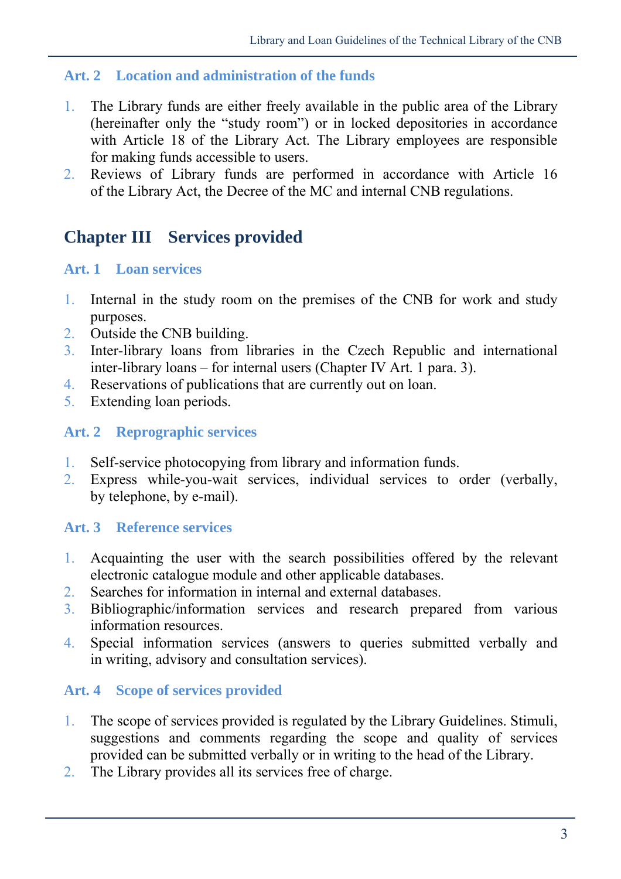### Art. 2 Location and administration of the funds

1. The Library funds are either freely available in the public area of the Library (hereinafter only the "study room") or in locked depositories in accordance with Article 18 of the Library Act. The Library employees are responsible for making funds accessible to users.
2. Reviews of Library funds are performed in accordance with Article 16 of the Library Act, the Decree of the MC and internal CNB regulations.

## Chapter III Services provided

### Art. 1 Loan services

1. Internal in the study room on the premises of the CNB for work and study purposes.
2. Outside the CNB building.
3. Inter-library loans from libraries in the Czech Republic and international inter-library loans – for internal users (Chapter IV Art. 1 para. 3).
4. Reservations of publications that are currently out on loan.
5. Extending loan periods.

### Art. 2 Reprographic services

1. Self-service photocopying from library and information funds.
2. Express while-you-wait services, individual services to order (verbally, by telephone, by e-mail).

### Art. 3 Reference services

1. Acquainting the user with the search possibilities offered by the relevant electronic catalogue module and other applicable databases.
2. Searches for information in internal and external databases.
3. Bibliographic/information services and research prepared from various information resources.
4. Special information services (answers to queries submitted verbally and in writing, advisory and consultation services).

### Art. 4 Scope of services provided

1. The scope of services provided is regulated by the Library Guidelines. Stimuli, suggestions and comments regarding the scope and quality of services provided can be submitted verbally or in writing to the head of the Library.
2. The Library provides all its services free of charge.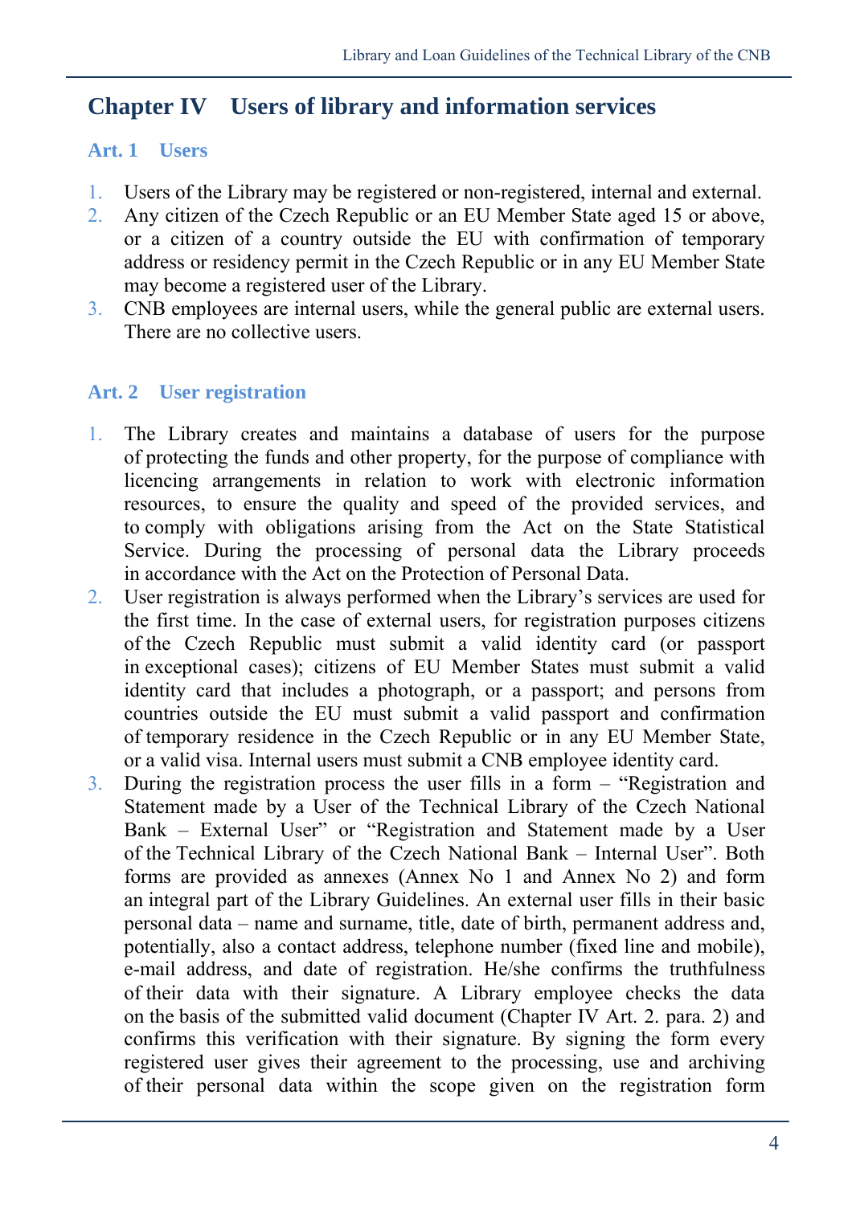# Chapter IV Users of library and information services

## Art. 1 Users

1. Users of the Library may be registered or non-registered, internal and external.
2. Any citizen of the Czech Republic or an EU Member State aged 15 or above, or a citizen of a country outside the EU with confirmation of temporary address or residency permit in the Czech Republic or in any EU Member State may become a registered user of the Library.
3. CNB employees are internal users, while the general public are external users. There are no collective users.

## Art. 2 User registration

1. The Library creates and maintains a database of users for the purpose of protecting the funds and other property, for the purpose of compliance with licencing arrangements in relation to work with electronic information resources, to ensure the quality and speed of the provided services, and to comply with obligations arising from the Act on the State Statistical Service. During the processing of personal data the Library proceeds in accordance with the Act on the Protection of Personal Data.
2. User registration is always performed when the Library's services are used for the first time. In the case of external users, for registration purposes citizens of the Czech Republic must submit a valid identity card (or passport in exceptional cases); citizens of EU Member States must submit a valid identity card that includes a photograph, or a passport; and persons from countries outside the EU must submit a valid passport and confirmation of temporary residence in the Czech Republic or in any EU Member State, or a valid visa. Internal users must submit a CNB employee identity card.
3. During the registration process the user fills in a form – "Registration and Statement made by a User of the Technical Library of the Czech National Bank – External User" or "Registration and Statement made by a User of the Technical Library of the Czech National Bank – Internal User". Both forms are provided as annexes (Annex No 1 and Annex No 2) and form an integral part of the Library Guidelines. An external user fills in their basic personal data – name and surname, title, date of birth, permanent address and, potentially, also a contact address, telephone number (fixed line and mobile), e-mail address, and date of registration. He/she confirms the truthfulness of their data with their signature. A Library employee checks the data on the basis of the submitted valid document (Chapter IV Art. 2. para. 2) and confirms this verification with their signature. By signing the form every registered user gives their agreement to the processing, use and archiving of their personal data within the scope given on the registration form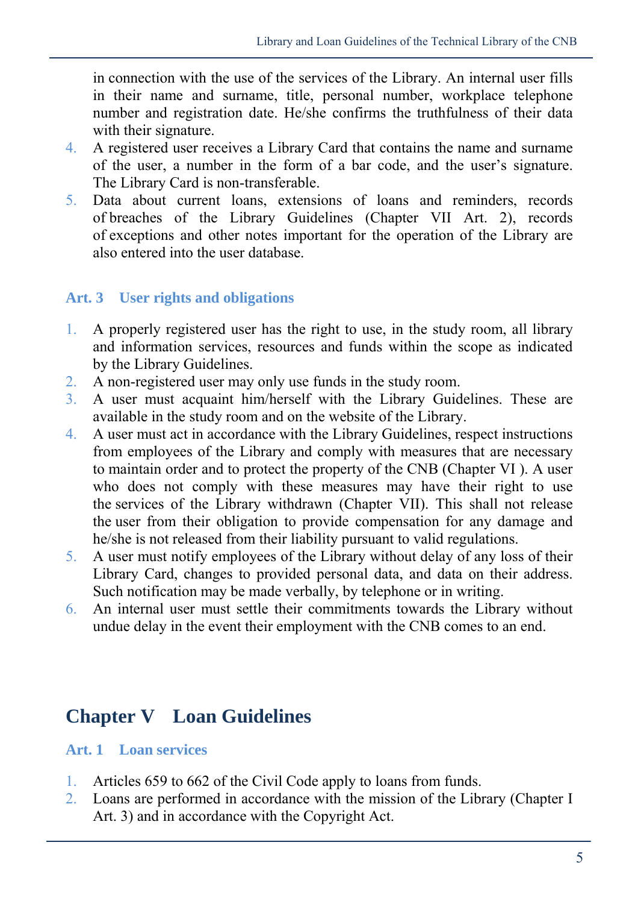in connection with the use of the services of the Library. An internal user fills in their name and surname, title, personal number, workplace telephone number and registration date. He/she confirms the truthfulness of their data with their signature.

4. A registered user receives a Library Card that contains the name and surname of the user, a number in the form of a bar code, and the user's signature. The Library Card is non-transferable.
5. Data about current loans, extensions of loans and reminders, records of breaches of the Library Guidelines (Chapter VII Art. 2), records of exceptions and other notes important for the operation of the Library are also entered into the user database.

### Art. 3 User rights and obligations

1. A properly registered user has the right to use, in the study room, all library and information services, resources and funds within the scope as indicated by the Library Guidelines.
2. A non-registered user may only use funds in the study room.
3. A user must acquaint him/herself with the Library Guidelines. These are available in the study room and on the website of the Library.
4. A user must act in accordance with the Library Guidelines, respect instructions from employees of the Library and comply with measures that are necessary to maintain order and to protect the property of the CNB (Chapter VI ). A user who does not comply with these measures may have their right to use the services of the Library withdrawn (Chapter VII). This shall not release the user from their obligation to provide compensation for any damage and he/she is not released from their liability pursuant to valid regulations.
5. A user must notify employees of the Library without delay of any loss of their Library Card, changes to provided personal data, and data on their address. Such notification may be made verbally, by telephone or in writing.
6. An internal user must settle their commitments towards the Library without undue delay in the event their employment with the CNB comes to an end.

## Chapter V Loan Guidelines

### Art. 1 Loan services

1. Articles 659 to 662 of the Civil Code apply to loans from funds.
2. Loans are performed in accordance with the mission of the Library (Chapter I Art. 3) and in accordance with the Copyright Act.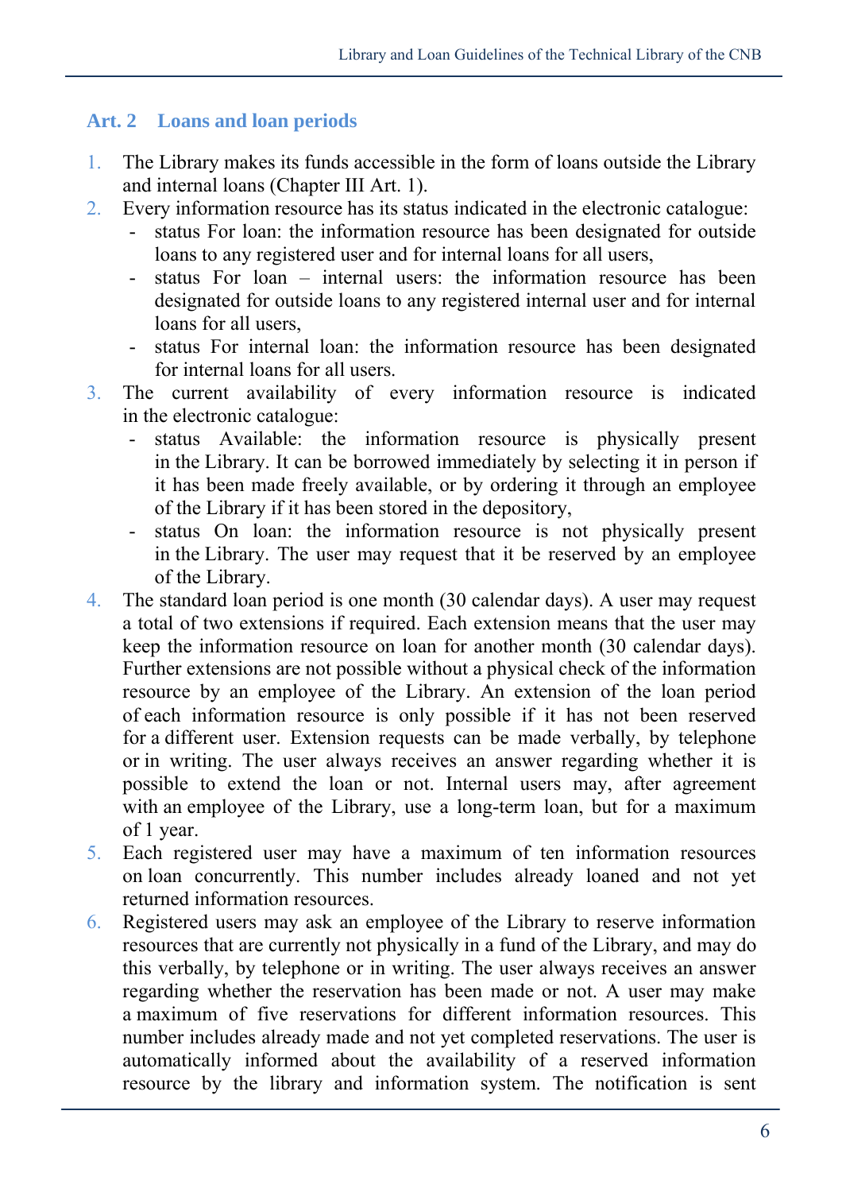## Art. 2 Loans and loan periods

1. The Library makes its funds accessible in the form of loans outside the Library and internal loans (Chapter III Art. 1).
2. Every information resource has its status indicated in the electronic catalogue:
   - status For loan: the information resource has been designated for outside loans to any registered user and for internal loans for all users,
   - status For loan – internal users: the information resource has been designated for outside loans to any registered internal user and for internal loans for all users,
   - status For internal loan: the information resource has been designated for internal loans for all users.
3. The current availability of every information resource is indicated in the electronic catalogue:
   - status Available: the information resource is physically present in the Library. It can be borrowed immediately by selecting it in person if it has been made freely available, or by ordering it through an employee of the Library if it has been stored in the depository,
   - status On loan: the information resource is not physically present in the Library. The user may request that it be reserved by an employee of the Library.
4. The standard loan period is one month (30 calendar days). A user may request a total of two extensions if required. Each extension means that the user may keep the information resource on loan for another month (30 calendar days). Further extensions are not possible without a physical check of the information resource by an employee of the Library. An extension of the loan period of each information resource is only possible if it has not been reserved for a different user. Extension requests can be made verbally, by telephone or in writing. The user always receives an answer regarding whether it is possible to extend the loan or not. Internal users may, after agreement with an employee of the Library, use a long-term loan, but for a maximum of 1 year.
5. Each registered user may have a maximum of ten information resources on loan concurrently. This number includes already loaned and not yet returned information resources.
6. Registered users may ask an employee of the Library to reserve information resources that are currently not physically in a fund of the Library, and may do this verbally, by telephone or in writing. The user always receives an answer regarding whether the reservation has been made or not. A user may make a maximum of five reservations for different information resources. This number includes already made and not yet completed reservations. The user is automatically informed about the availability of a reserved information resource by the library and information system. The notification is sent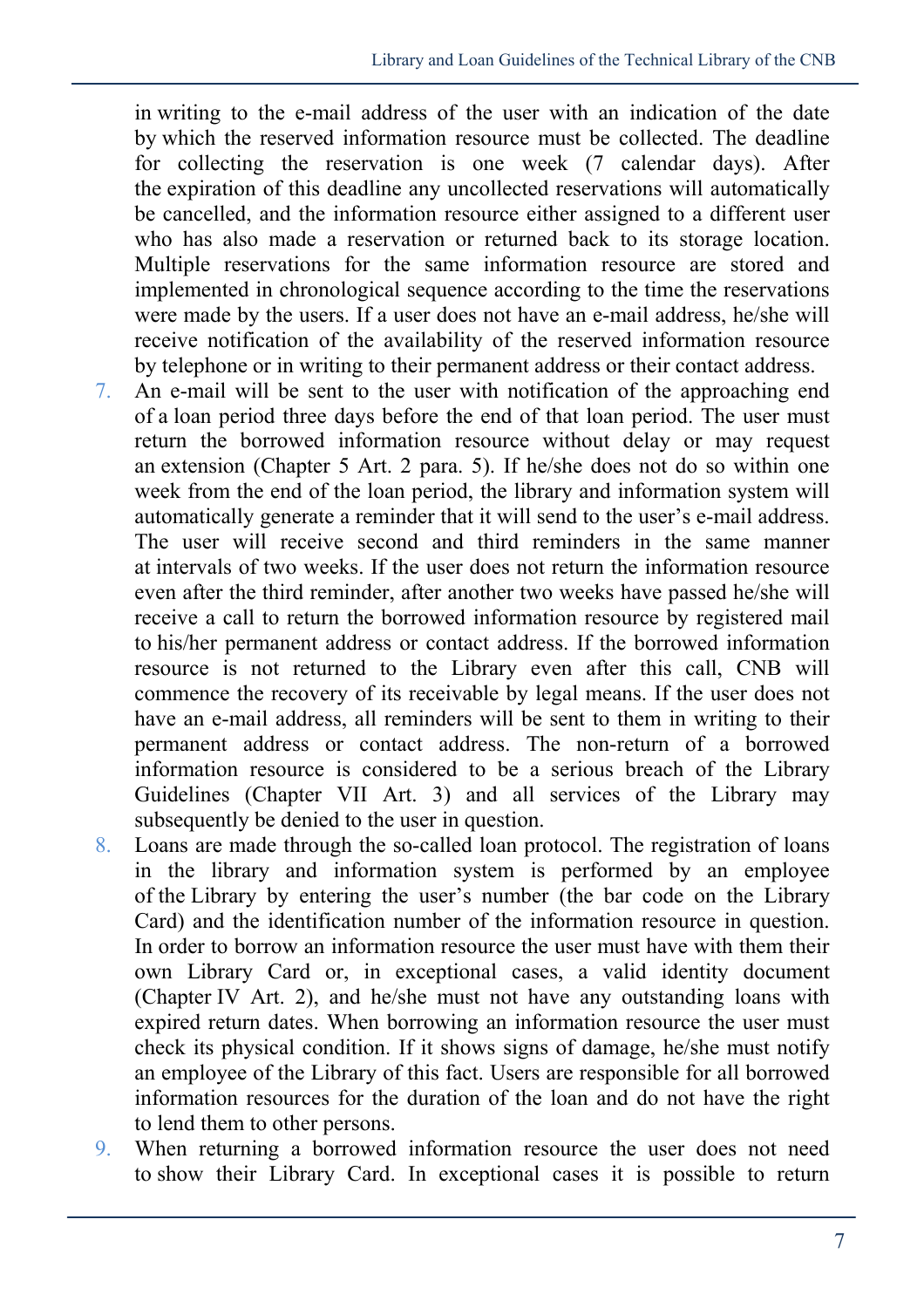in writing to the e-mail address of the user with an indication of the date by which the reserved information resource must be collected. The deadline for collecting the reservation is one week (7 calendar days). After the expiration of this deadline any uncollected reservations will automatically be cancelled, and the information resource either assigned to a different user who has also made a reservation or returned back to its storage location. Multiple reservations for the same information resource are stored and implemented in chronological sequence according to the time the reservations were made by the users. If a user does not have an e-mail address, he/she will receive notification of the availability of the reserved information resource by telephone or in writing to their permanent address or their contact address.

7. An e-mail will be sent to the user with notification of the approaching end of a loan period three days before the end of that loan period. The user must return the borrowed information resource without delay or may request an extension (Chapter 5 Art. 2 para. 5). If he/she does not do so within one week from the end of the loan period, the library and information system will automatically generate a reminder that it will send to the user's e-mail address. The user will receive second and third reminders in the same manner at intervals of two weeks. If the user does not return the information resource even after the third reminder, after another two weeks have passed he/she will receive a call to return the borrowed information resource by registered mail to his/her permanent address or contact address. If the borrowed information resource is not returned to the Library even after this call, CNB will commence the recovery of its receivable by legal means. If the user does not have an e-mail address, all reminders will be sent to them in writing to their permanent address or contact address. The non-return of a borrowed information resource is considered to be a serious breach of the Library Guidelines (Chapter VII Art. 3) and all services of the Library may subsequently be denied to the user in question.
8. Loans are made through the so-called loan protocol. The registration of loans in the library and information system is performed by an employee of the Library by entering the user's number (the bar code on the Library Card) and the identification number of the information resource in question. In order to borrow an information resource the user must have with them their own Library Card or, in exceptional cases, a valid identity document (Chapter IV Art. 2), and he/she must not have any outstanding loans with expired return dates. When borrowing an information resource the user must check its physical condition. If it shows signs of damage, he/she must notify an employee of the Library of this fact. Users are responsible for all borrowed information resources for the duration of the loan and do not have the right to lend them to other persons.
9. When returning a borrowed information resource the user does not need to show their Library Card. In exceptional cases it is possible to return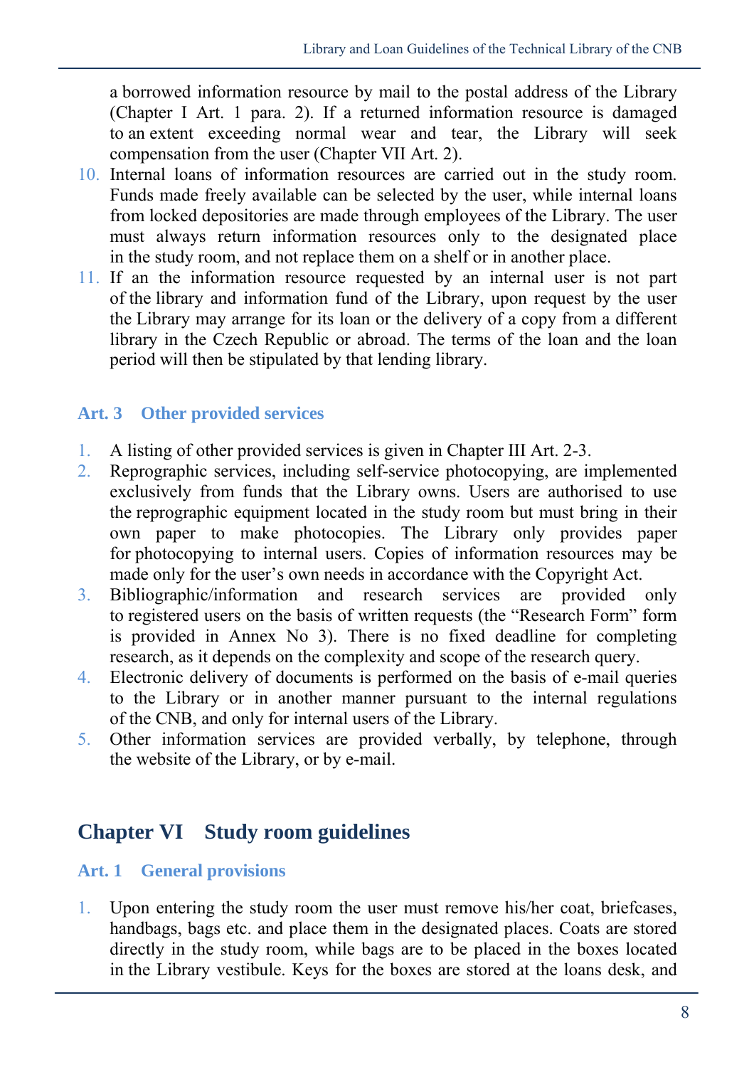a borrowed information resource by mail to the postal address of the Library (Chapter I Art. 1 para. 2). If a returned information resource is damaged to an extent exceeding normal wear and tear, the Library will seek compensation from the user (Chapter VII Art. 2).

10. Internal loans of information resources are carried out in the study room. Funds made freely available can be selected by the user, while internal loans from locked depositories are made through employees of the Library. The user must always return information resources only to the designated place in the study room, and not replace them on a shelf or in another place.
11. If an the information resource requested by an internal user is not part of the library and information fund of the Library, upon request by the user the Library may arrange for its loan or the delivery of a copy from a different library in the Czech Republic or abroad. The terms of the loan and the loan period will then be stipulated by that lending library.

### Art. 3 Other provided services

1. A listing of other provided services is given in Chapter III Art. 2-3.
2. Reprographic services, including self-service photocopying, are implemented exclusively from funds that the Library owns. Users are authorised to use the reprographic equipment located in the study room but must bring in their own paper to make photocopies. The Library only provides paper for photocopying to internal users. Copies of information resources may be made only for the user's own needs in accordance with the Copyright Act.
3. Bibliographic/information and research services are provided only to registered users on the basis of written requests (the "Research Form" form is provided in Annex No 3). There is no fixed deadline for completing research, as it depends on the complexity and scope of the research query.
4. Electronic delivery of documents is performed on the basis of e-mail queries to the Library or in another manner pursuant to the internal regulations of the CNB, and only for internal users of the Library.
5. Other information services are provided verbally, by telephone, through the website of the Library, or by e-mail.

## Chapter VI Study room guidelines

### Art. 1 General provisions

1. Upon entering the study room the user must remove his/her coat, briefcases, handbags, bags etc. and place them in the designated places. Coats are stored directly in the study room, while bags are to be placed in the boxes located in the Library vestibule. Keys for the boxes are stored at the loans desk, and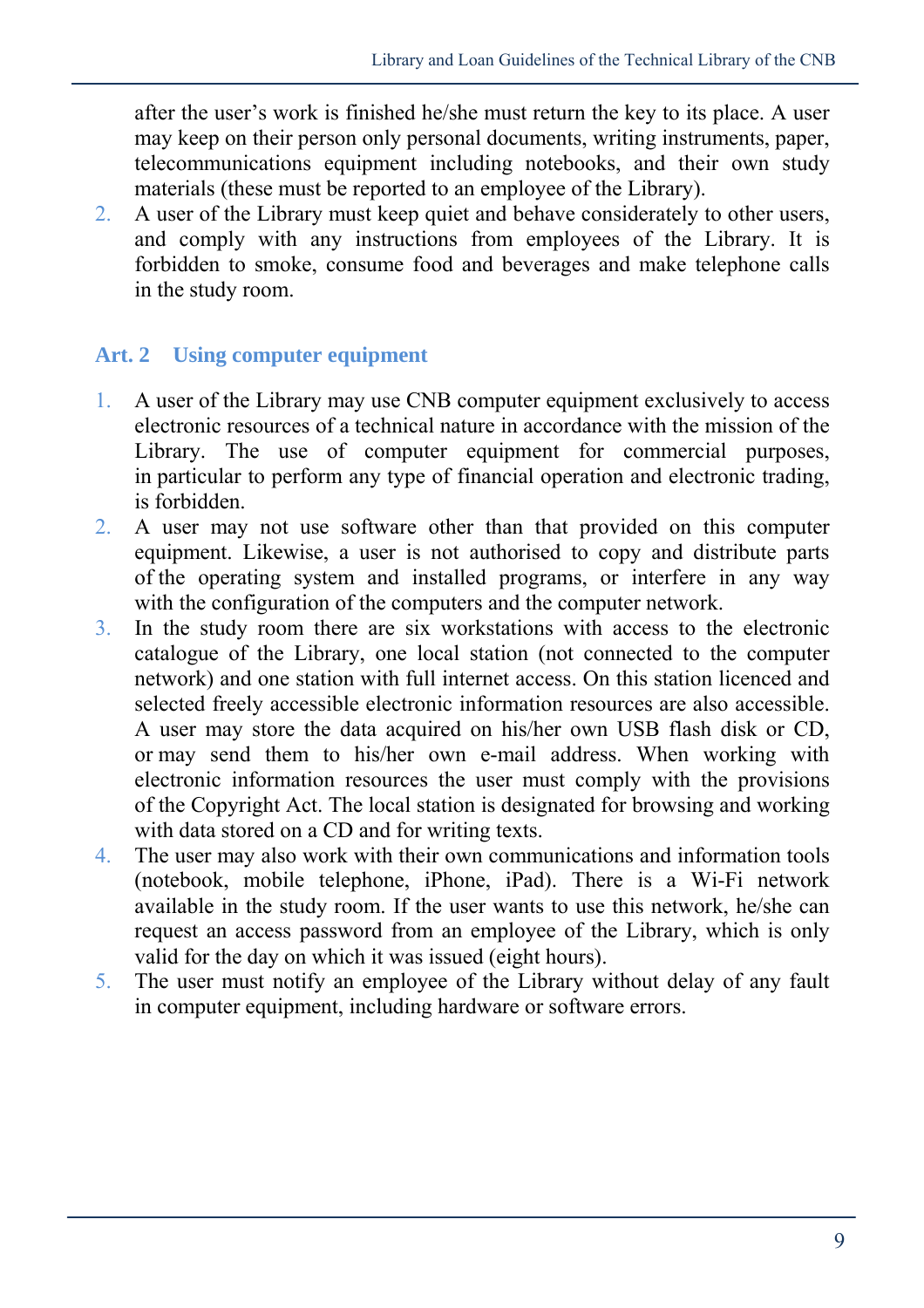after the user's work is finished he/she must return the key to its place. A user may keep on their person only personal documents, writing instruments, paper, telecommunications equipment including notebooks, and their own study materials (these must be reported to an employee of the Library).

2. A user of the Library must keep quiet and behave considerately to other users, and comply with any instructions from employees of the Library. It is forbidden to smoke, consume food and beverages and make telephone calls in the study room.

## Art. 2 Using computer equipment

1. A user of the Library may use CNB computer equipment exclusively to access electronic resources of a technical nature in accordance with the mission of the Library. The use of computer equipment for commercial purposes, in particular to perform any type of financial operation and electronic trading, is forbidden.
2. A user may not use software other than that provided on this computer equipment. Likewise, a user is not authorised to copy and distribute parts of the operating system and installed programs, or interfere in any way with the configuration of the computers and the computer network.
3. In the study room there are six workstations with access to the electronic catalogue of the Library, one local station (not connected to the computer network) and one station with full internet access. On this station licenced and selected freely accessible electronic information resources are also accessible. A user may store the data acquired on his/her own USB flash disk or CD, or may send them to his/her own e-mail address. When working with electronic information resources the user must comply with the provisions of the Copyright Act. The local station is designated for browsing and working with data stored on a CD and for writing texts.
4. The user may also work with their own communications and information tools (notebook, mobile telephone, iPhone, iPad). There is a Wi-Fi network available in the study room. If the user wants to use this network, he/she can request an access password from an employee of the Library, which is only valid for the day on which it was issued (eight hours).
5. The user must notify an employee of the Library without delay of any fault in computer equipment, including hardware or software errors.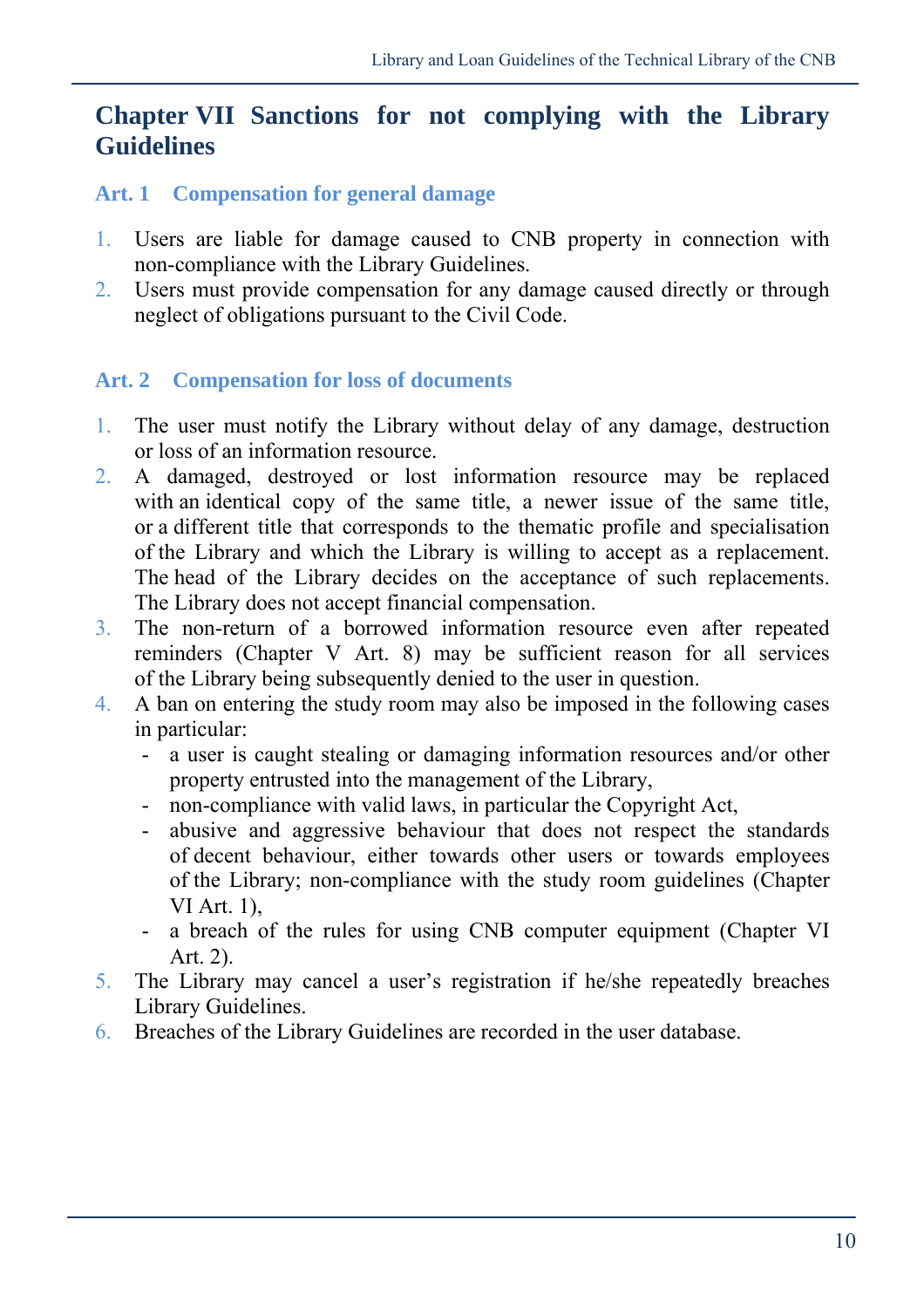# Chapter VII Sanctions for not complying with the Library Guidelines

## Art. 1 Compensation for general damage

1. Users are liable for damage caused to CNB property in connection with non-compliance with the Library Guidelines.
2. Users must provide compensation for any damage caused directly or through neglect of obligations pursuant to the Civil Code.

## Art. 2 Compensation for loss of documents

1. The user must notify the Library without delay of any damage, destruction or loss of an information resource.
2. A damaged, destroyed or lost information resource may be replaced with an identical copy of the same title, a newer issue of the same title, or a different title that corresponds to the thematic profile and specialisation of the Library and which the Library is willing to accept as a replacement. The head of the Library decides on the acceptance of such replacements. The Library does not accept financial compensation.
3. The non-return of a borrowed information resource even after repeated reminders (Chapter V Art. 8) may be sufficient reason for all services of the Library being subsequently denied to the user in question.
4. A ban on entering the study room may also be imposed in the following cases in particular:
   - a user is caught stealing or damaging information resources and/or other property entrusted into the management of the Library,
   - non-compliance with valid laws, in particular the Copyright Act,
   - abusive and aggressive behaviour that does not respect the standards of decent behaviour, either towards other users or towards employees of the Library; non-compliance with the study room guidelines (Chapter VI Art. 1),
   - a breach of the rules for using CNB computer equipment (Chapter VI Art. 2).
5. The Library may cancel a user's registration if he/she repeatedly breaches Library Guidelines.
6. Breaches of the Library Guidelines are recorded in the user database.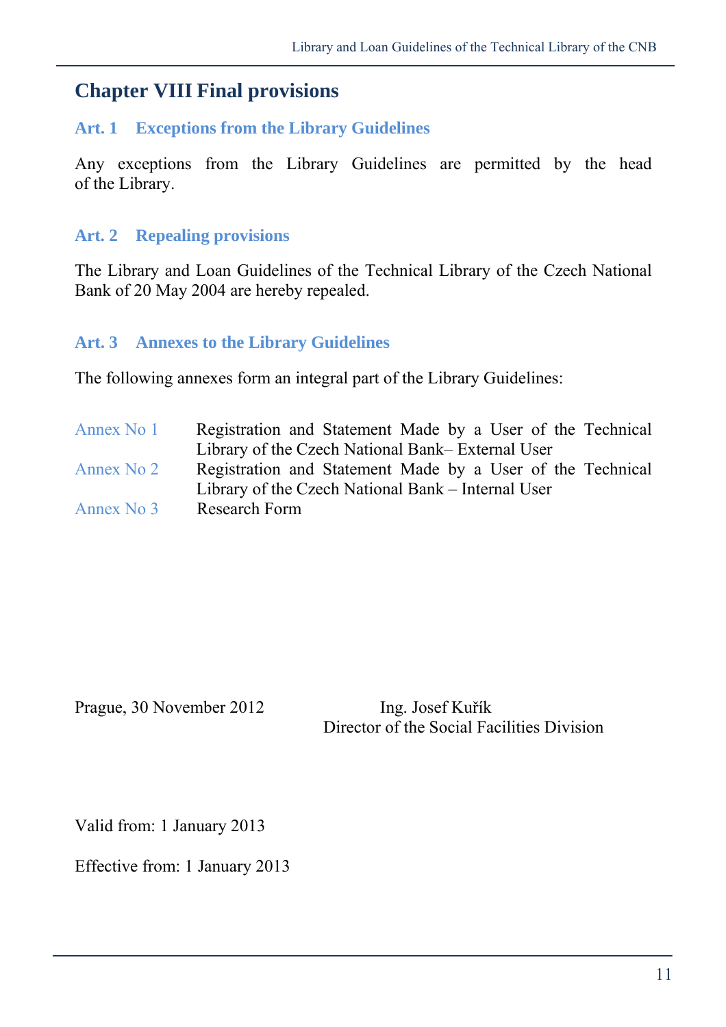## Chapter VIII Final provisions

### Art. 1 Exceptions from the Library Guidelines

Any exceptions from the Library Guidelines are permitted by the head of the Library.

### Art. 2 Repealing provisions

The Library and Loan Guidelines of the Technical Library of the Czech National Bank of 20 May 2004 are hereby repealed.

### Art. 3 Annexes to the Library Guidelines

The following annexes form an integral part of the Library Guidelines:

| | |
|---|---|
| Annex No 1 | Registration and Statement Made by a User of the Technical Library of the Czech National Bank– External User |
| Annex No 2 | Registration and Statement Made by a User of the Technical Library of the Czech National Bank – Internal User |
| Annex No 3 | Research Form |

Prague, 30 November 2012

Ing. Josef Kuřík
Director of the Social Facilities Division

Valid from: 1 January 2013

Effective from: 1 January 2013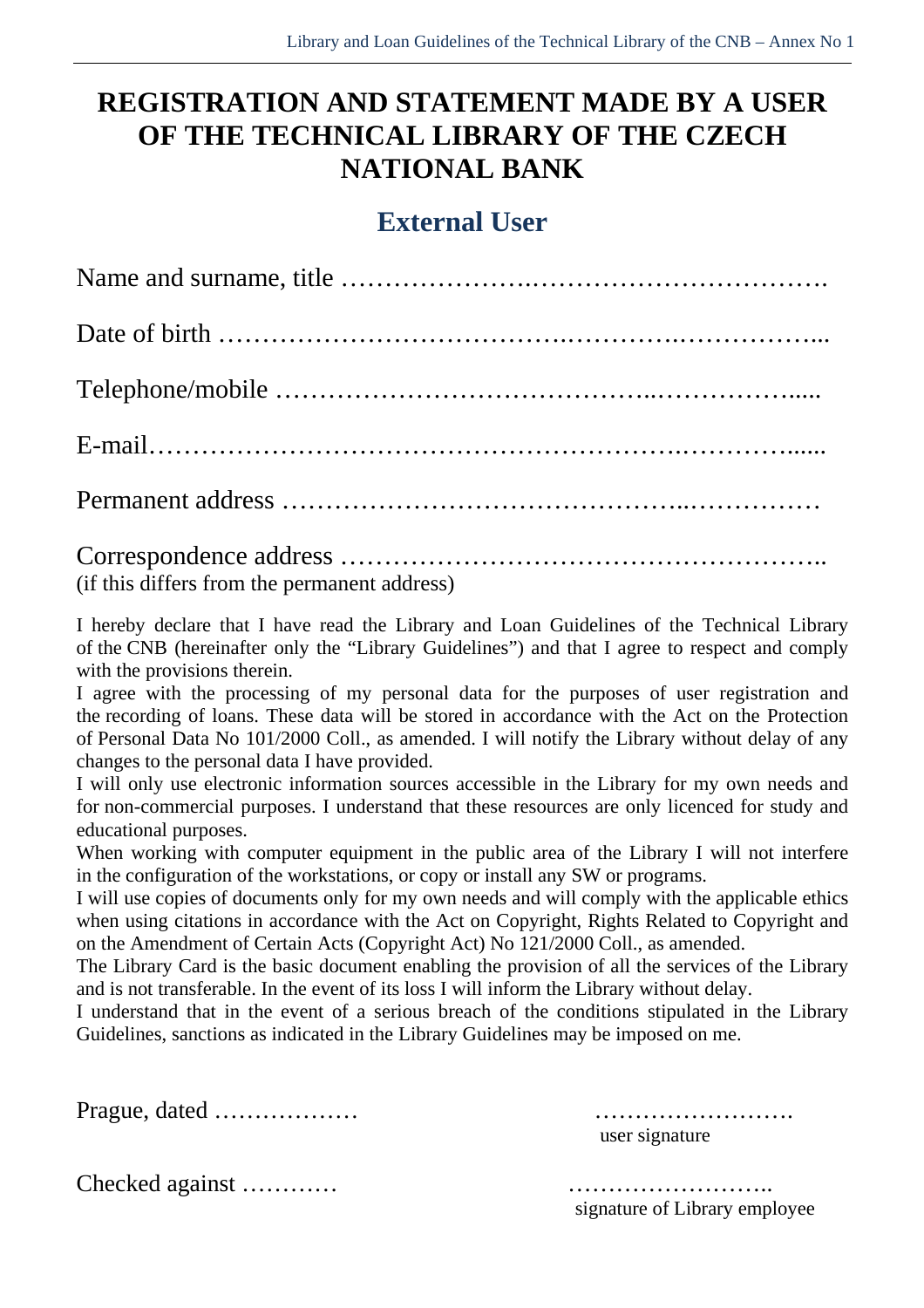# REGISTRATION AND STATEMENT MADE BY A USER OF THE TECHNICAL LIBRARY OF THE CZECH NATIONAL BANK

## External User

Name and surname, title …………………..…………………………….

Date of birth ……………………………….………….……………...

Telephone/mobile ……………………………..……………......

E-mail…………………………………………………….………......

Permanent address ……………………………………..……………

Correspondence address ……………………………………………..
(if this differs from the permanent address)

I hereby declare that I have read the Library and Loan Guidelines of the Technical Library of the CNB (hereinafter only the "Library Guidelines") and that I agree to respect and comply with the provisions therein.
I agree with the processing of my personal data for the purposes of user registration and the recording of loans. These data will be stored in accordance with the Act on the Protection of Personal Data No 101/2000 Coll., as amended. I will notify the Library without delay of any changes to the personal data I have provided.
I will only use electronic information sources accessible in the Library for my own needs and for non-commercial purposes. I understand that these resources are only licenced for study and educational purposes.
When working with computer equipment in the public area of the Library I will not interfere in the configuration of the workstations, or copy or install any SW or programs.
I will use copies of documents only for my own needs and will comply with the applicable ethics when using citations in accordance with the Act on Copyright, Rights Related to Copyright and on the Amendment of Certain Acts (Copyright Act) No 121/2000 Coll., as amended.
The Library Card is the basic document enabling the provision of all the services of the Library and is not transferable. In the event of its loss I will inform the Library without delay.
I understand that in the event of a serious breach of the conditions stipulated in the Library Guidelines, sanctions as indicated in the Library Guidelines may be imposed on me.

Prague, dated ………………  ……………………….
user signature

Checked against …………  ……………………..
signature of Library employee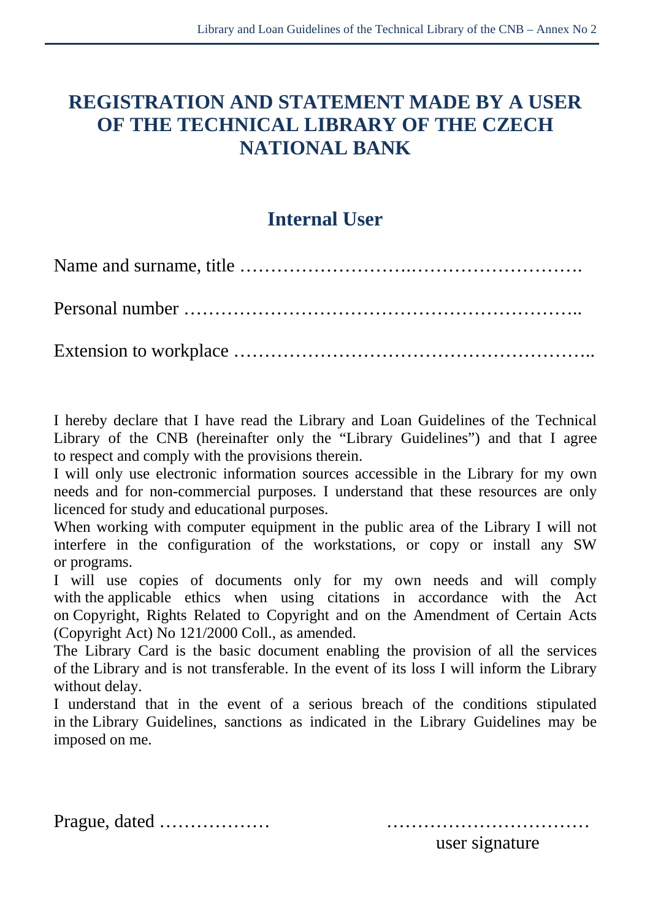# REGISTRATION AND STATEMENT MADE BY A USER OF THE TECHNICAL LIBRARY OF THE CZECH NATIONAL BANK

## Internal User

Name and surname, title …………………….……………………….

Personal number ……………………………………………………..

Extension to workplace ……………………………………………..

I hereby declare that I have read the Library and Loan Guidelines of the Technical Library of the CNB (hereinafter only the "Library Guidelines") and that I agree to respect and comply with the provisions therein.

I will only use electronic information sources accessible in the Library for my own needs and for non-commercial purposes. I understand that these resources are only licenced for study and educational purposes.

When working with computer equipment in the public area of the Library I will not interfere in the configuration of the workstations, or copy or install any SW or programs.

I will use copies of documents only for my own needs and will comply with the applicable ethics when using citations in accordance with the Act on Copyright, Rights Related to Copyright and on the Amendment of Certain Acts (Copyright Act) No 121/2000 Coll., as amended.

The Library Card is the basic document enabling the provision of all the services of the Library and is not transferable. In the event of its loss I will inform the Library without delay.

I understand that in the event of a serious breach of the conditions stipulated in the Library Guidelines, sanctions as indicated in the Library Guidelines may be imposed on me.

Prague, dated ………………                ……………………………
                                                                user signature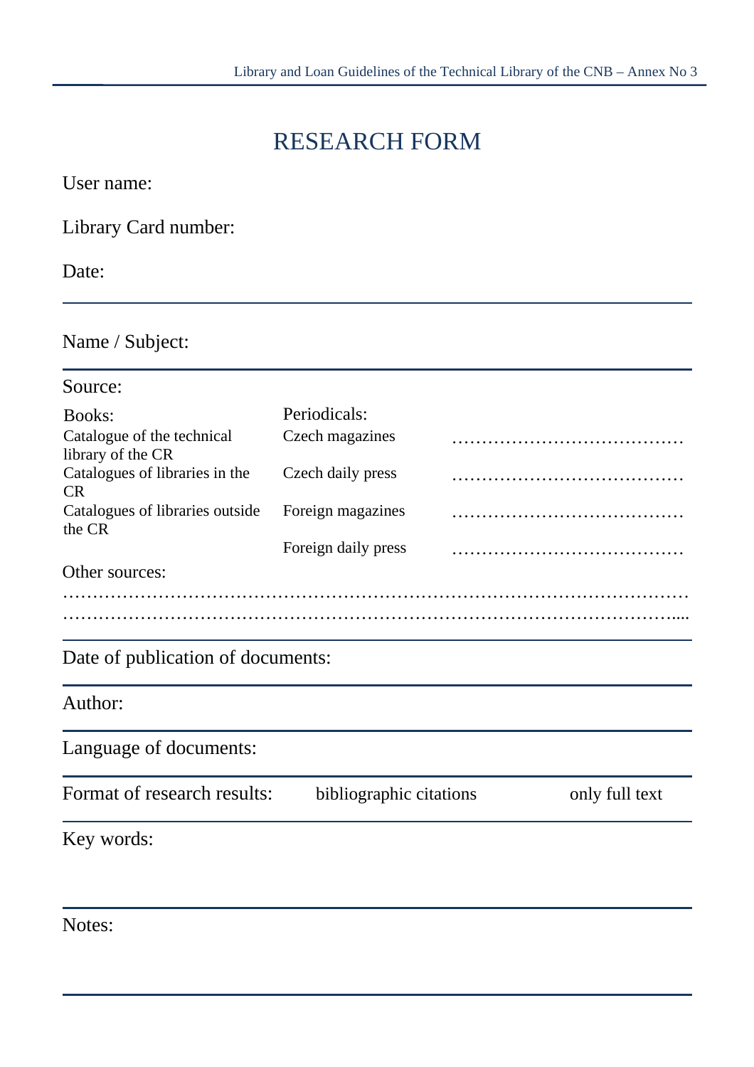# RESEARCH FORM

User name:

Library Card number:

Date:

---

Name / Subject:

---

Source:

| Books: | Periodicals: | |
|---|---|---|
| Catalogue of the technical library of the CR | Czech magazines | ………………………………… |
| Catalogues of libraries in the CR | Czech daily press | ………………………………… |
| Catalogues of libraries outside the CR | Foreign magazines | ………………………………… |
| | Foreign daily press | ………………………………… |

Other sources:

…………………………………………………………………………………………………

……………………………………………………………………………………………....

---

Date of publication of documents:

---

Author:

---

Language of documents:

---

Format of research results: bibliographic citations only full text

---

Key words:

---

Notes:

---